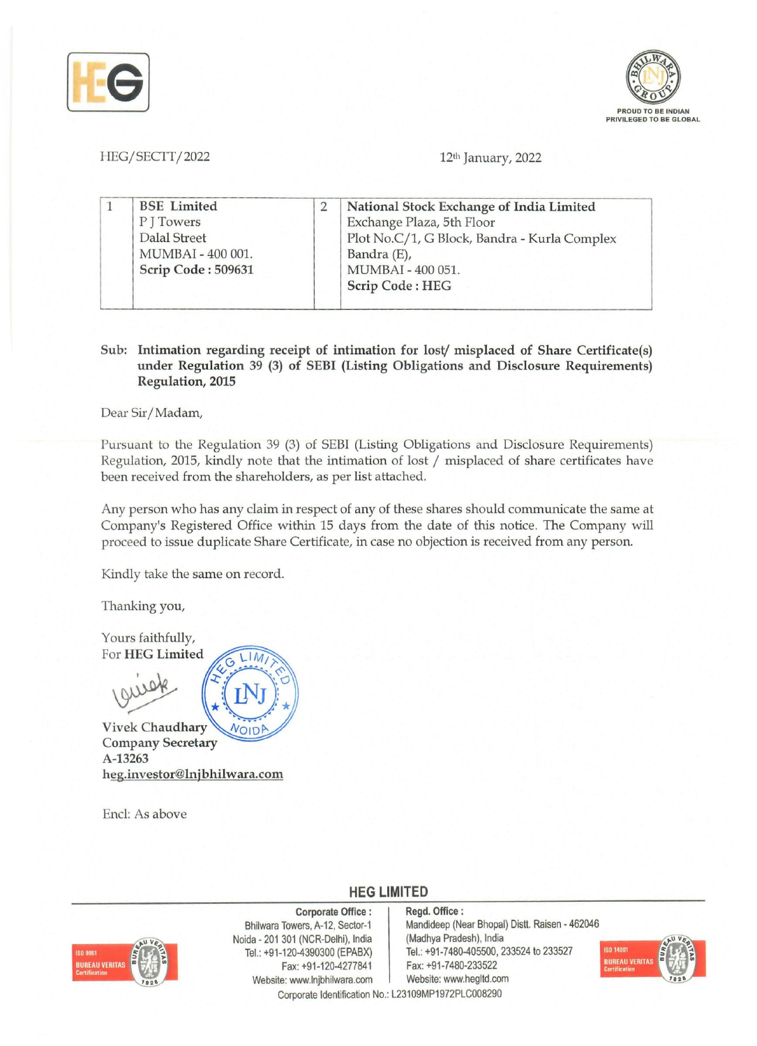HEG/SECTT/2022

12th January, 2022

| | | | |
|---|---|---|---|
| 1 | **BSE Limited**<br>P J Towers<br>Dalal Street<br>MUMBAI - 400 001.<br>**Scrip Code : 509631** | 2 | **National Stock Exchange of India Limited**<br>Exchange Plaza, 5th Floor<br>Plot No.C/1, G Block, Bandra - Kurla Complex<br>Bandra (E),<br>MUMBAI - 400 051.<br>**Scrip Code : HEG** |

**Sub: Intimation regarding receipt of intimation for lost/ misplaced of Share Certificate(s) under Regulation 39 (3) of SEBI (Listing Obligations and Disclosure Requirements) Regulation, 2015**

Dear Sir/Madam,

Pursuant to the Regulation 39 (3) of SEBI (Listing Obligations and Disclosure Requirements) Regulation, 2015, kindly note that the intimation of lost / misplaced of share certificates have been received from the shareholders, as per list attached.

Any person who has any claim in respect of any of these shares should communicate the same at Company's Registered Office within 15 days from the date of this notice. The Company will proceed to issue duplicate Share Certificate, in case no objection is received from any person.

Kindly take the same on record.

Thanking you,

Yours faithfully,
For **HEG Limited**

**Vivek Chaudhary**
**Company Secretary**
**A-13263**
**heg.investor@lnjbhilwara.com**

Encl: As above

**HEG LIMITED**

**Corporate Office :** Bhilwara Towers, A-12, Sector-1, Noida - 201 301 (NCR-Delhi), India, Tel.: +91-120-4390300 (EPABX), Fax: +91-120-4277841, Website: www.lnjbhilwara.com

**Regd. Office :** Mandideep (Near Bhopal) Distt. Raisen - 462046 (Madhya Pradesh), India, Tel.: +91-7480-405500, 233524 to 233527, Fax: +91-7480-233522, Website: www.hegltd.com

Corporate Identification No.: L23109MP1972PLC008290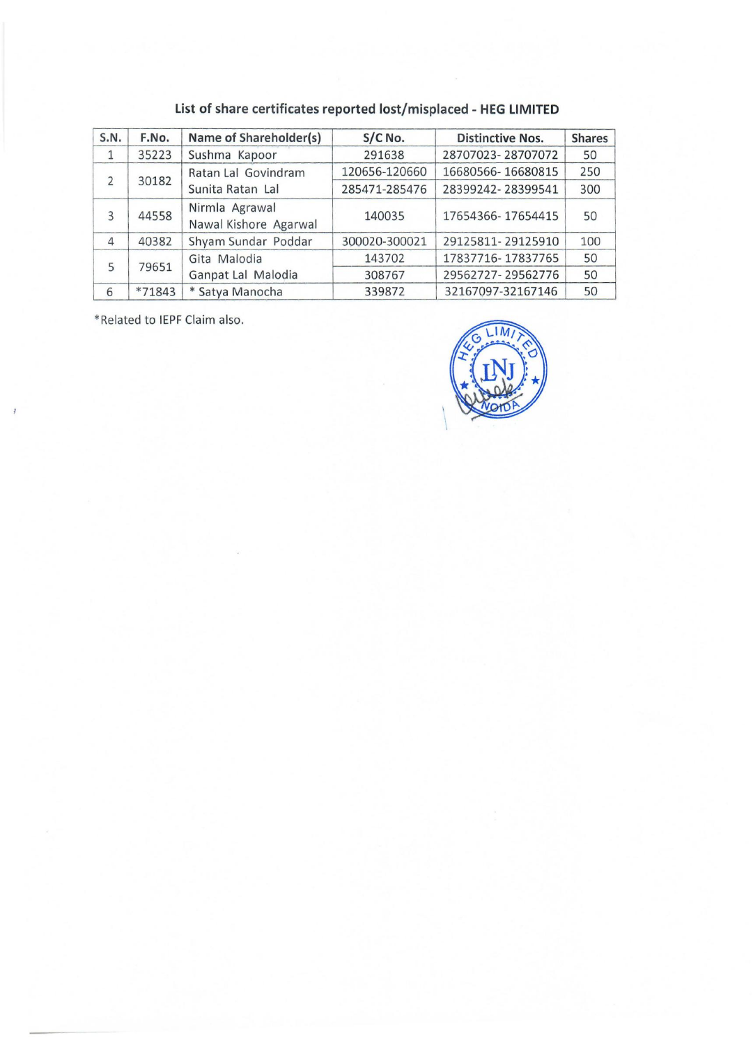## List of share certificates reported lost/misplaced - HEG LIMITED

| S.N. | F.No. | Name of Shareholder(s) | S/C No. | Distinctive Nos. | Shares |
|---|---|---|---|---|---|
| 1 | 35223 | Sushma Kapoor | 291638 | 28707023- 28707072 | 50 |
| 2 | 30182 | Ratan Lal Govindram<br>Sunita Ratan Lal | 120656-120660 | 16680566- 16680815 | 250 |
| | | | 285471-285476 | 28399242- 28399541 | 300 |
| 3 | 44558 | Nirmla Agrawal<br>Nawal Kishore Agarwal | 140035 | 17654366- 17654415 | 50 |
| 4 | 40382 | Shyam Sundar Poddar | 300020-300021 | 29125811- 29125910 | 100 |
| 5 | 79651 | Gita Malodia<br>Ganpat Lal Malodia | 143702 | 17837716- 17837765 | 50 |
| | | | 308767 | 29562727- 29562776 | 50 |
| 6 | *71843 | * Satya Manocha | 339872 | 32167097-32167146 | 50 |

*Related to IEPF Claim also.